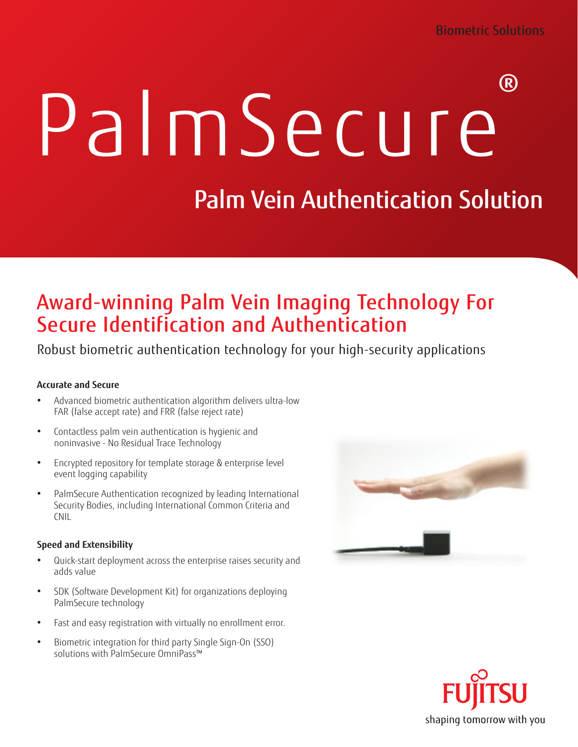Biometric Solutions

# PalmSecure®

## Palm Vein Authentication Solution

## Award-winning Palm Vein Imaging Technology For Secure Identification and Authentication

Robust biometric authentication technology for your high-security applications

### Accurate and Secure

- Advanced biometric authentication algorithm delivers ultra-low FAR (false accept rate) and FRR (false reject rate)
- Contactless palm vein authentication is hygienic and noninvasive - No Residual Trace Technology
- Encrypted repository for template storage & enterprise level event logging capability
- PalmSecure Authentication recognized by leading International Security Bodies, including International Common Criteria and CNIL

### Speed and Extensibility

- Quick-start deployment across the enterprise raises security and adds value
- SDK (Software Development Kit) for organizations deploying PalmSecure technology
- Fast and easy registration with virtually no enrollment error.
- Biometric integration for third party Single Sign-On (SSO) solutions with PalmSecure OmniPass™

FUJITSU

shaping tomorrow with you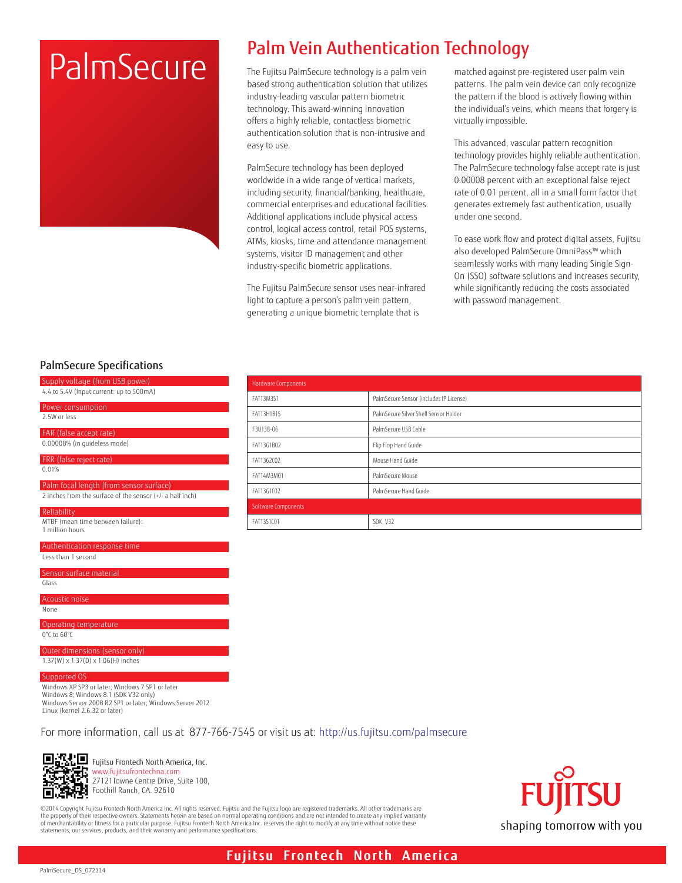# PalmSecure

## Palm Vein Authentication Technology

The Fujitsu PalmSecure technology is a palm vein based strong authentication solution that utilizes industry-leading vascular pattern biometric technology. This award-winning innovation offers a highly reliable, contactless biometric authentication solution that is non-intrusive and easy to use.

PalmSecure technology has been deployed worldwide in a wide range of vertical markets, including security, financial/banking, healthcare, commercial enterprises and educational facilities. Additional applications include physical access control, logical access control, retail POS systems, ATMs, kiosks, time and attendance management systems, visitor ID management and other industry-specific biometric applications.

The Fujitsu PalmSecure sensor uses near-infrared light to capture a person's palm vein pattern, generating a unique biometric template that is matched against pre-registered user palm vein patterns. The palm vein device can only recognize the pattern if the blood is actively flowing within the individual's veins, which means that forgery is virtually impossible.

This advanced, vascular pattern recognition technology provides highly reliable authentication. The PalmSecure technology false accept rate is just 0.00008 percent with an exceptional false reject rate of 0.01 percent, all in a small form factor that generates extremely fast authentication, usually under one second.

To ease work flow and protect digital assets, Fujitsu also developed PalmSecure OmniPass™ which seamlessly works with many leading Single Sign-On (SSO) software solutions and increases security, while significantly reducing the costs associated with password management.

### PalmSecure Specifications

**Supply voltage (from USB power)**
4.4 to 5.4V (Input current: up to 500mA)

**Power consumption**
2.5W or less

**FAR (false accept rate)**
0.00008% (in guideless mode)

**FRR (false reject rate)**
0.01%

**Palm focal length (from sensor surface)**
2 inches from the surface of the sensor (+/- a half inch)

**Reliability**
MTBF (mean time between failure):
1 million hours

**Authentication response time**
Less than 1 second

**Sensor surface material**
Glass

**Acoustic noise**
None

**Operating temperature**
0°C to 60°C

**Outer dimensions (sensor only)**
1.37(W) x 1.37(D) x 1.06(H) inches

**Supported OS**
Windows XP SP3 or later; Windows 7 SP1 or later
Windows 8; Windows 8.1 (SDK V32 only)
Windows Server 2008 R2 SP1 or later; Windows Server 2012
Linux (kernel 2.6.32 or later)

| Hardware Components | |
|---|---|
| FAT13M3S1 | PalmSecure Sensor (includes IP License) |
| FAT13H1B1S | PalmSecure Silver Shell Sensor Holder |
| F3U138-06 | PalmSecure USB Cable |
| FAT13G1B02 | Flip Flop Hand Guide |
| FAT1362C02 | Mouse Hand Guide |
| FAT14M3M01 | PalmSecure Mouse |
| FAT13G1C02 | PalmSecure Hand Guide |
| **Software Components** | |
| FAT13S1C01 | SDK, V32 |

For more information, call us at 877-766-7545 or visit us at: http://us.fujitsu.com/palmsecure

Fujitsu Frontech North America, Inc.
www.fujitsufrontechna.com
27121Towne Centre Drive, Suite 100,
Foothill Ranch, CA. 92610

©2014 Copyright Fujitsu Frontech North America Inc. All rights reserved. Fujitsu and the Fujitsu logo are registered trademarks. All other trademarks are the property of their respective owners. Statements herein are based on normal operating conditions and are not intended to create any implied warranty of merchantability or fitness for a particular purpose. Fujitsu Frontech North America Inc. reserves the right to modify at any time without notice these statements, our services, products, and their warranty and performance specifications.

FUJITSU
shaping tomorrow with you

Fujitsu Frontech North America

PalmSecure_DS_072114